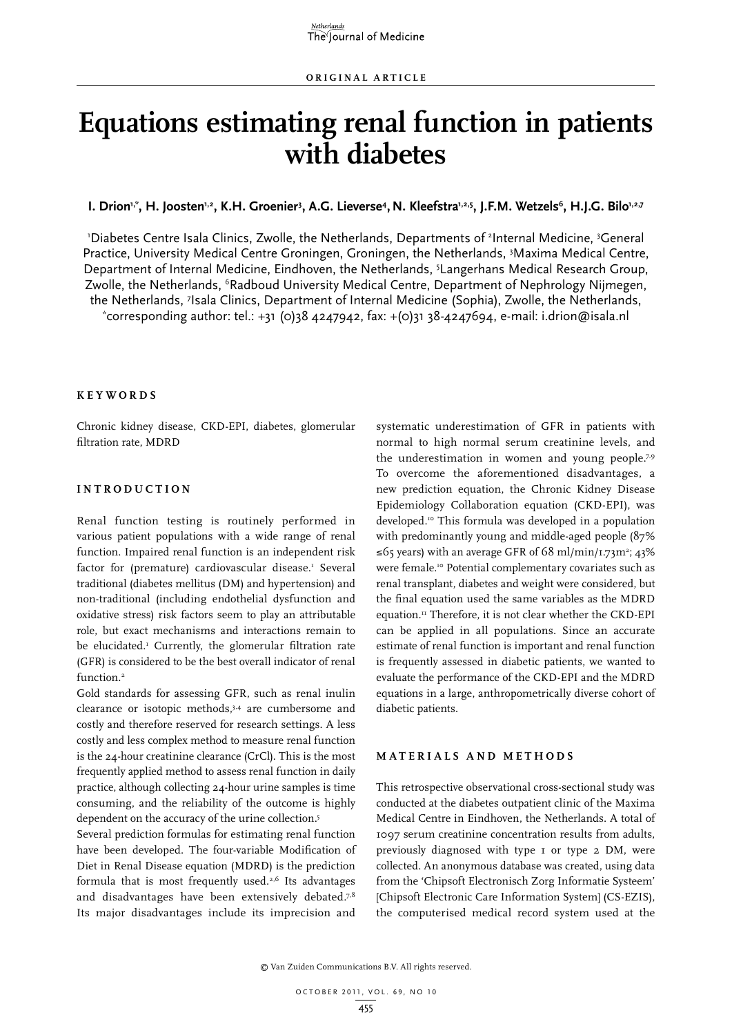ORIGINAL ARTICLE

# Equations estimating renal function in patients with diabetes

**I. Drion[1,*], H. Joosten[1,2], K.H. Groenier[3], A.G. Lieverse[4], N. Kleefstra[1,2,5], J.F.M. Wetzels[6], H.J.G. Bilo[1,2,7]**

[1]Diabetes Centre Isala Clinics, Zwolle, the Netherlands, Departments of [2]Internal Medicine, [3]General Practice, University Medical Centre Groningen, Groningen, the Netherlands, [3]Maxima Medical Centre, Department of Internal Medicine, Eindhoven, the Netherlands, [5]Langerhans Medical Research Group, Zwolle, the Netherlands, [6]Radboud University Medical Centre, Department of Nephrology Nijmegen, the Netherlands, [7]Isala Clinics, Department of Internal Medicine (Sophia), Zwolle, the Netherlands, *corresponding author: tel.: +31 (0)38 4247942, fax: +(0)31 38-4247694, e-mail: i.drion@isala.nl

## KEYWORDS

Chronic kidney disease, CKD-EPI, diabetes, glomerular filtration rate, MDRD

## INTRODUCTION

Renal function testing is routinely performed in various patient populations with a wide range of renal function. Impaired renal function is an independent risk factor for (premature) cardiovascular disease.[1] Several traditional (diabetes mellitus (DM) and hypertension) and non-traditional (including endothelial dysfunction and oxidative stress) risk factors seem to play an attributable role, but exact mechanisms and interactions remain to be elucidated.[1] Currently, the glomerular filtration rate (GFR) is considered to be the best overall indicator of renal function.[2]

Gold standards for assessing GFR, such as renal inulin clearance or isotopic methods,[3,4] are cumbersome and costly and therefore reserved for research settings. A less costly and less complex method to measure renal function is the 24-hour creatinine clearance (CrCl). This is the most frequently applied method to assess renal function in daily practice, although collecting 24-hour urine samples is time consuming, and the reliability of the outcome is highly dependent on the accuracy of the urine collection.[5]

Several prediction formulas for estimating renal function have been developed. The four-variable Modification of Diet in Renal Disease equation (MDRD) is the prediction formula that is most frequently used.[2,6] Its advantages and disadvantages have been extensively debated.[7,8] Its major disadvantages include its imprecision and systematic underestimation of GFR in patients with normal to high normal serum creatinine levels, and the underestimation in women and young people.[7-9] To overcome the aforementioned disadvantages, a new prediction equation, the Chronic Kidney Disease Epidemiology Collaboration equation (CKD-EPI), was developed.[10] This formula was developed in a population with predominantly young and middle-aged people (87% ≤65 years) with an average GFR of 68 ml/min/1.73m$^2$; 43% were female.[10] Potential complementary covariates such as renal transplant, diabetes and weight were considered, but the final equation used the same variables as the MDRD equation.[11] Therefore, it is not clear whether the CKD-EPI can be applied in all populations. Since an accurate estimate of renal function is important and renal function is frequently assessed in diabetic patients, we wanted to evaluate the performance of the CKD-EPI and the MDRD equations in a large, anthropometrically diverse cohort of diabetic patients.

## MATERIALS AND METHODS

This retrospective observational cross-sectional study was conducted at the diabetes outpatient clinic of the Maxima Medical Centre in Eindhoven, the Netherlands. A total of 1097 serum creatinine concentration results from adults, previously diagnosed with type 1 or type 2 DM, were collected. An anonymous database was created, using data from the 'Chipsoft Electronisch Zorg Informatie Systeem' [Chipsoft Electronic Care Information System] (CS-EZIS), the computerised medical record system used at the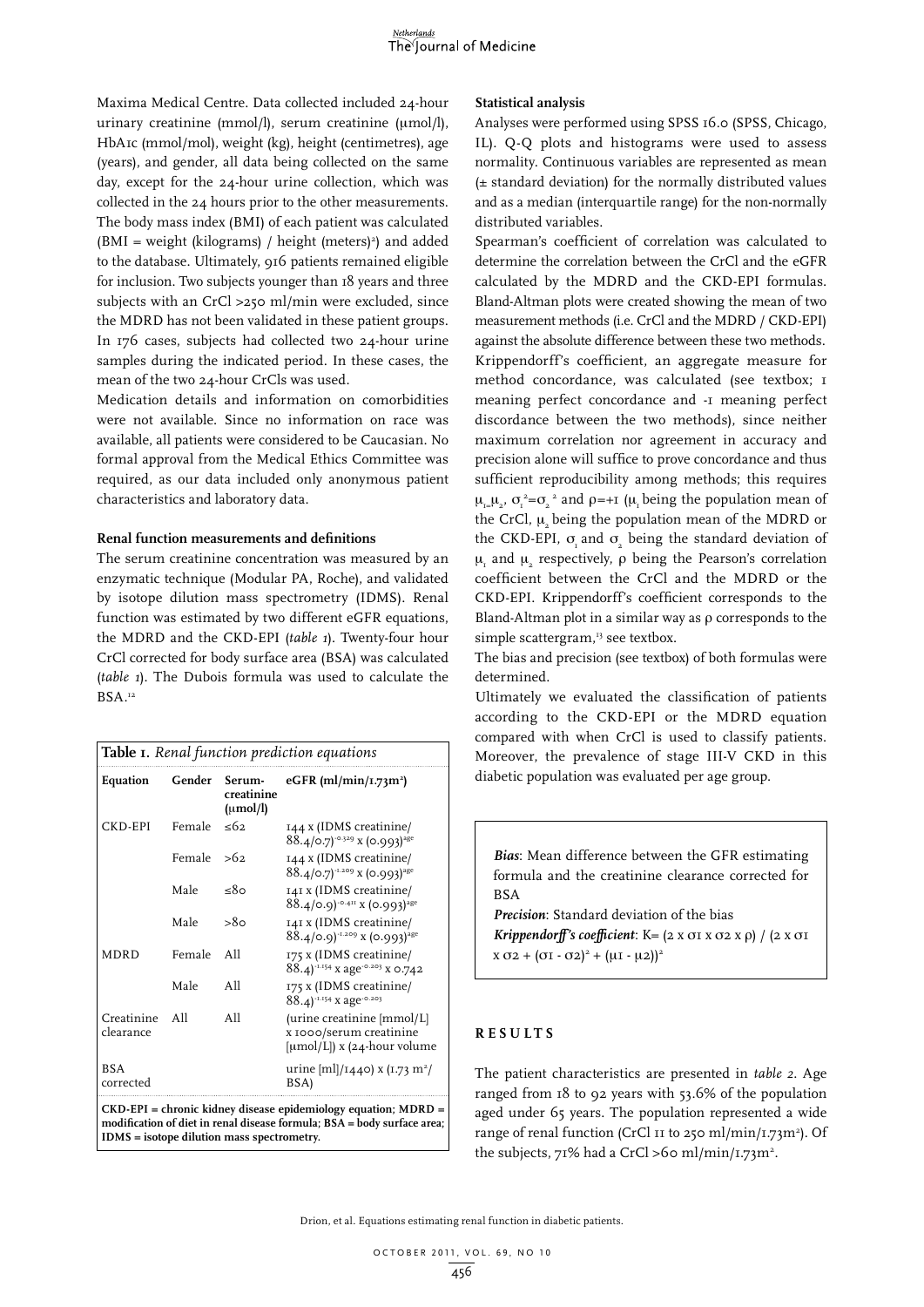Maxima Medical Centre. Data collected included 24-hour urinary creatinine (mmol/l), serum creatinine (µmol/l), HbA1c (mmol/mol), weight (kg), height (centimetres), age (years), and gender, all data being collected on the same day, except for the 24-hour urine collection, which was collected in the 24 hours prior to the other measurements. The body mass index (BMI) of each patient was calculated (BMI = weight (kilograms) / height (meters)$^2$) and added to the database. Ultimately, 916 patients remained eligible for inclusion. Two subjects younger than 18 years and three subjects with an CrCl >250 ml/min were excluded, since the MDRD has not been validated in these patient groups. In 176 cases, subjects had collected two 24-hour urine samples during the indicated period. In these cases, the mean of the two 24-hour CrCls was used.

Medication details and information on comorbidities were not available. Since no information on race was available, all patients were considered to be Caucasian. No formal approval from the Medical Ethics Committee was required, as our data included only anonymous patient characteristics and laboratory data.

### Renal function measurements and definitions

The serum creatinine concentration was measured by an enzymatic technique (Modular PA, Roche), and validated by isotope dilution mass spectrometry (IDMS). Renal function was estimated by two different eGFR equations, the MDRD and the CKD-EPI (*table 1*). Twenty-four hour CrCl corrected for body surface area (BSA) was calculated (*table 1*). The Dubois formula was used to calculate the BSA.[12]

**Table 1.** *Renal function prediction equations*

| Equation | Gender | Serum-creatinine (µmol/l) | eGFR (ml/min/1.73m$^2$) |
|---|---|---|---|
| CKD-EPI | Female | ≤62 | 144 x (IDMS creatinine/ 88.4/0.7)$^{-0.329}$ x (0.993)$^{age}$ |
| | Female | >62 | 144 x (IDMS creatinine/ 88.4/0.7)$^{-1.209}$ x (0.993)$^{age}$ |
| | Male | ≤80 | 141 x (IDMS creatinine/ 88.4/0.9)$^{-0.411}$ x (0.993)$^{age}$ |
| | Male | >80 | 141 x (IDMS creatinine/ 88.4/0.9)$^{-1.209}$ x (0.993)$^{age}$ |
| MDRD | Female | All | 175 x (IDMS creatinine/ 88.4)$^{-1.154}$ x age$^{-0.203}$ x 0.742 |
| | Male | All | 175 x (IDMS creatinine/ 88.4)$^{-1.154}$ x age$^{-0.203}$ |
| Creatinine clearance | All | All | (urine creatinine [mmol/L] x 1000/serum creatinine [µmol/L]) x (24-hour volume |
| BSA corrected | | | urine [ml]/1440) x (1.73 m$^2$/ BSA) |

**CKD-EPI = chronic kidney disease epidemiology equation; MDRD = modification of diet in renal disease formula; BSA = body surface area; IDMS = isotope dilution mass spectrometry.**

### Statistical analysis

Analyses were performed using SPSS 16.0 (SPSS, Chicago, IL). Q-Q plots and histograms were used to assess normality. Continuous variables are represented as mean (± standard deviation) for the normally distributed values and as a median (interquartile range) for the non-normally distributed variables.

Spearman's coefficient of correlation was calculated to determine the correlation between the CrCl and the eGFR calculated by the MDRD and the CKD-EPI formulas. Bland-Altman plots were created showing the mean of two measurement methods (i.e. CrCl and the MDRD / CKD-EPI) against the absolute difference between these two methods. Krippendorff's coefficient, an aggregate measure for method concordance, was calculated (see textbox; 1 meaning perfect concordance and -1 meaning perfect discordance between the two methods), since neither maximum correlation nor agreement in accuracy and precision alone will suffice to prove concordance and thus sufficient reproducibility among methods; this requires $\mu_1 = \mu_2$, $\sigma_1^2 = \sigma_2^2$ and $\rho = +1$ ($\mu_1$ being the population mean of the CrCl, $\mu_2$ being the population mean of the MDRD or the CKD-EPI, $\sigma_1$ and $\sigma_2$ being the standard deviation of $\mu_1$ and $\mu_2$ respectively, $\rho$ being the Pearson's correlation coefficient between the CrCl and the MDRD or the CKD-EPI. Krippendorff's coefficient corresponds to the Bland-Altman plot in a similar way as $\rho$ corresponds to the simple scattergram,[13] see textbox.

The bias and precision (see textbox) of both formulas were determined.

Ultimately we evaluated the classification of patients according to the CKD-EPI or the MDRD equation compared with when CrCl is used to classify patients. Moreover, the prevalence of stage III-V CKD in this diabetic population was evaluated per age group.

> ***Bias***: Mean difference between the GFR estimating formula and the creatinine clearance corrected for BSA
>
> ***Precision***: Standard deviation of the bias
>
> ***Krippendorff's coefficient***: $K = (2 \times \sigma_1 \times \sigma_2 \times \rho) / (2 \times \sigma_1 \times \sigma_2 + (\sigma_1 - \sigma_2)^2 + (\mu_1 - \mu_2))^2$

## RESULTS

The patient characteristics are presented in *table 2*. Age ranged from 18 to 92 years with 53.6% of the population aged under 65 years. The population represented a wide range of renal function (CrCl 11 to 250 ml/min/1.73m$^2$). Of the subjects, 71% had a CrCl >60 ml/min/1.73m$^2$.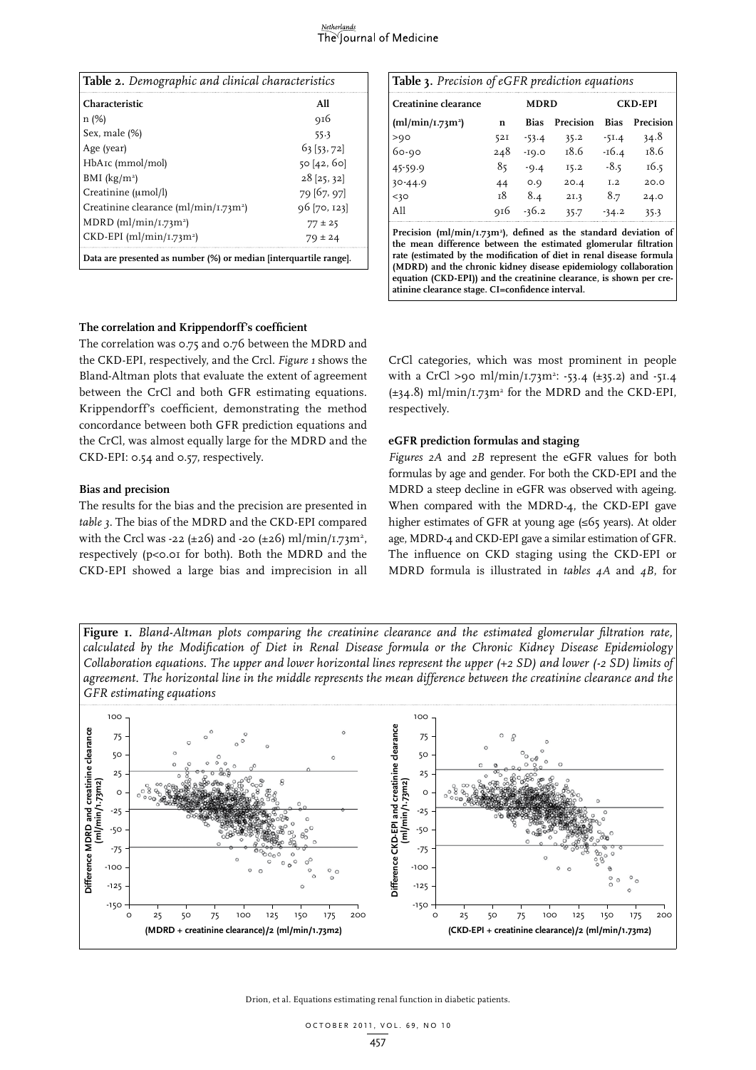**Table 2.** *Demographic and clinical characteristics*

| Characteristic | All |
|---|---|
| n (%) | 916 |
| Sex, male (%) | 55.3 |
| Age (year) | 63 [53, 72] |
| HbA1c (mmol/mol) | 50 [42, 60] |
| BMI (kg/m$^2$) | 28 [25, 32] |
| Creatinine (µmol/l) | 79 [67, 97] |
| Creatinine clearance (ml/min/1.73m$^2$) | 96 [70, 123] |
| MDRD (ml/min/1.73m$^2$) | 77 ± 25 |
| CKD-EPI (ml/min/1.73m$^2$) | 79 ± 24 |

**Data are presented as number (%) or median [interquartile range].**

**Table 3.** *Precision of eGFR prediction equations*

| Creatinine clearance | | MDRD | | CKD-EPI | |
|---|---|---|---|---|---|
| (ml/min/1.73m$^2$) | n | Bias | Precision | Bias | Precision |
| >90 | 521 | -53.4 | 35.2 | -51.4 | 34.8 |
| 60-90 | 248 | -19.0 | 18.6 | -16.4 | 18.6 |
| 45-59.9 | 85 | -9.4 | 15.2 | -8.5 | 16.5 |
| 30-44.9 | 44 | 0.9 | 20.4 | 1.2 | 20.0 |
| <30 | 18 | 8.4 | 21.3 | 8.7 | 24.0 |
| All | 916 | -36.2 | 35.7 | -34.2 | 35.3 |

**Precision (ml/min/1.73m$^2$), defined as the standard deviation of the mean difference between the estimated glomerular filtration rate (estimated by the modification of diet in renal disease formula (MDRD) and the chronic kidney disease epidemiology collaboration equation (CKD-EPI)) and the creatinine clearance, is shown per creatinine clearance stage. CI=confidence interval.**

### The correlation and Krippendorff's coefficient

The correlation was 0.75 and 0.76 between the MDRD and the CKD-EPI, respectively, and the Crcl. *Figure 1* shows the Bland-Altman plots that evaluate the extent of agreement between the CrCl and both GFR estimating equations. Krippendorff's coefficient, demonstrating the method concordance between both GFR prediction equations and the CrCl, was almost equally large for the MDRD and the CKD-EPI: 0.54 and 0.57, respectively.

### Bias and precision

The results for the bias and the precision are presented in *table 3*. The bias of the MDRD and the CKD-EPI compared with the Crcl was -22 (±26) and -20 (±26) ml/min/1.73m$^2$, respectively ($p<0.01$ for both). Both the MDRD and the CKD-EPI showed a large bias and imprecision in all CrCl categories, which was most prominent in people with a CrCl >90 ml/min/1.73m$^2$: -53.4 (±35.2) and -51.4 (±34.8) ml/min/1.73m$^2$ for the MDRD and the CKD-EPI, respectively.

### eGFR prediction formulas and staging

*Figures 2A* and *2B* represent the eGFR values for both formulas by age and gender. For both the CKD-EPI and the MDRD a steep decline in eGFR was observed with ageing. When compared with the MDRD-4, the CKD-EPI gave higher estimates of GFR at young age (≤65 years). At older age, MDRD-4 and CKD-EPI gave a similar estimation of GFR. The influence on CKD staging using the CKD-EPI or MDRD formula is illustrated in *tables 4A* and *4B*, for

**Figure 1.** *Bland-Altman plots comparing the creatinine clearance and the estimated glomerular filtration rate, calculated by the Modification of Diet in Renal Disease formula or the Chronic Kidney Disease Epidemiology Collaboration equations. The upper and lower horizontal lines represent the upper (+2 SD) and lower (-2 SD) limits of agreement. The horizontal line in the middle represents the mean difference between the creatinine clearance and the GFR estimating equations*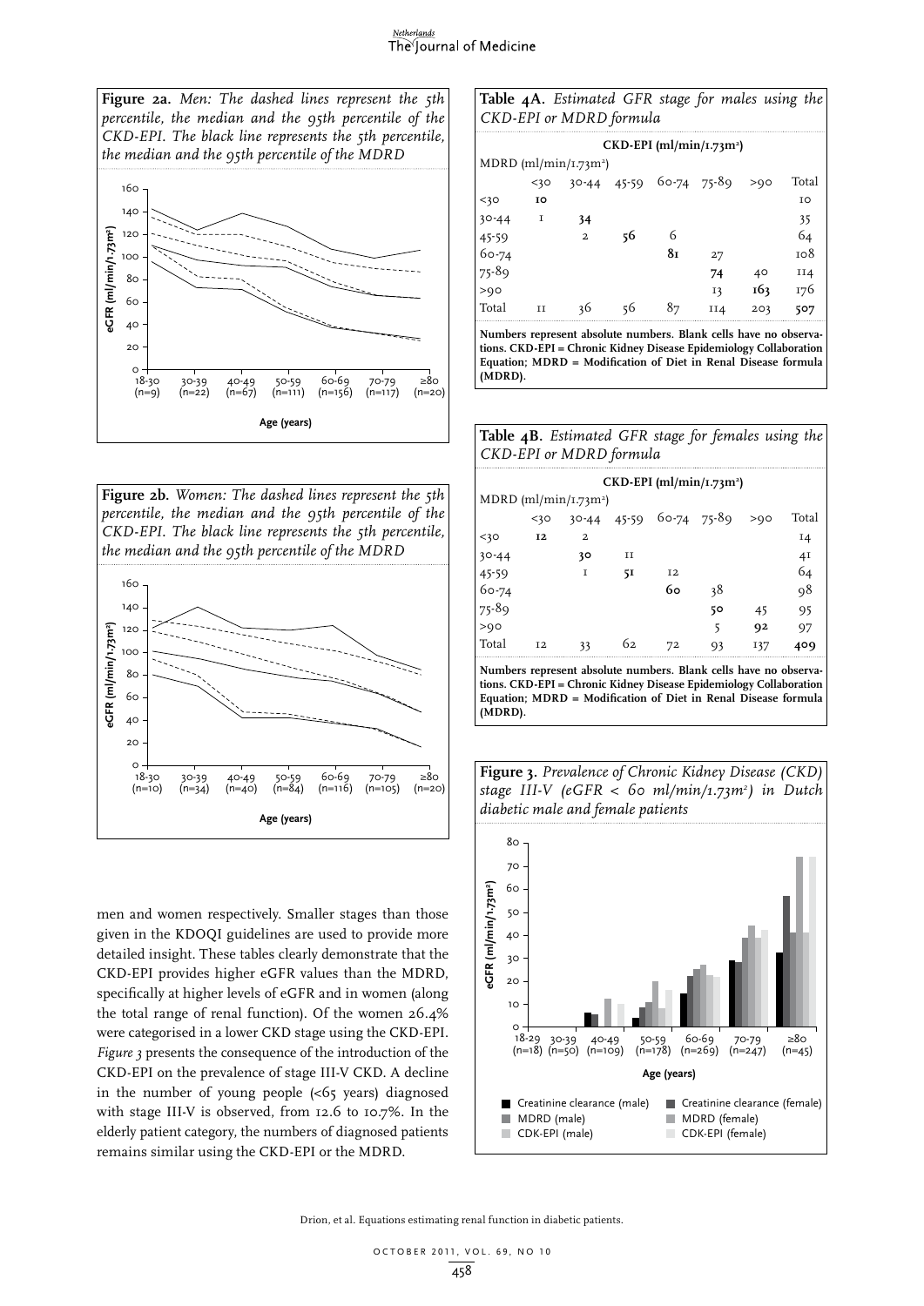**Figure 2a.** *Men: The dashed lines represent the 5th percentile, the median and the 95th percentile of the CKD-EPI. The black line represents the 5th percentile, the median and the 95th percentile of the MDRD*

**Figure 2b.** *Women: The dashed lines represent the 5th percentile, the median and the 95th percentile of the CKD-EPI. The black line represents the 5th percentile, the median and the 95th percentile of the MDRD*

men and women respectively. Smaller stages than those given in the KDOQI guidelines are used to provide more detailed insight. These tables clearly demonstrate that the CKD-EPI provides higher eGFR values than the MDRD, specifically at higher levels of eGFR and in women (along the total range of renal function). Of the women 26.4% were categorised in a lower CKD stage using the CKD-EPI. *Figure 3* presents the consequence of the introduction of the CKD-EPI on the prevalence of stage III-V CKD. A decline in the number of young people (<65 years) diagnosed with stage III-V is observed, from 12.6 to 10.7%. In the elderly patient category, the numbers of diagnosed patients remains similar using the CKD-EPI or the MDRD.

**Table 4A.** *Estimated GFR stage for males using the CKD-EPI or MDRD formula*

| MDRD (ml/min/1.73m²) | CKD-EPI (ml/min/1.73m²) <30 | 30-44 | 45-59 | 60-74 | 75-89 | >90 | Total |
|---|---|---|---|---|---|---|---|
| <30 | **10** | | | | | | 10 |
| 30-44 | 1 | **34** | | | | | 35 |
| 45-59 | | 2 | **56** | 6 | | | 64 |
| 60-74 | | | | **81** | 27 | | 108 |
| 75-89 | | | | | **74** | 40 | 114 |
| >90 | | | | | 13 | **163** | 176 |
| Total | 11 | 36 | 56 | 87 | 114 | 203 | **507** |

**Numbers represent absolute numbers. Blank cells have no observations. CKD-EPI = Chronic Kidney Disease Epidemiology Collaboration Equation; MDRD = Modification of Diet in Renal Disease formula (MDRD).**

**Table 4B.** *Estimated GFR stage for females using the CKD-EPI or MDRD formula*

| MDRD (ml/min/1.73m²) | CKD-EPI (ml/min/1.73m²) <30 | 30-44 | 45-59 | 60-74 | 75-89 | >90 | Total |
|---|---|---|---|---|---|---|---|
| <30 | **12** | 2 | | | | | 14 |
| 30-44 | | **30** | 11 | | | | 41 |
| 45-59 | | 1 | **51** | 12 | | | 64 |
| 60-74 | | | | **60** | 38 | | 98 |
| 75-89 | | | | | **50** | 45 | 95 |
| >90 | | | | | 5 | **92** | 97 |
| Total | 12 | 33 | 62 | 72 | 93 | 137 | **409** |

**Numbers represent absolute numbers. Blank cells have no observations. CKD-EPI = Chronic Kidney Disease Epidemiology Collaboration Equation; MDRD = Modification of Diet in Renal Disease formula (MDRD).**

**Figure 3.** *Prevalence of Chronic Kidney Disease (CKD) stage III-V (eGFR < 60 ml/min/1.73m²) in Dutch diabetic male and female patients*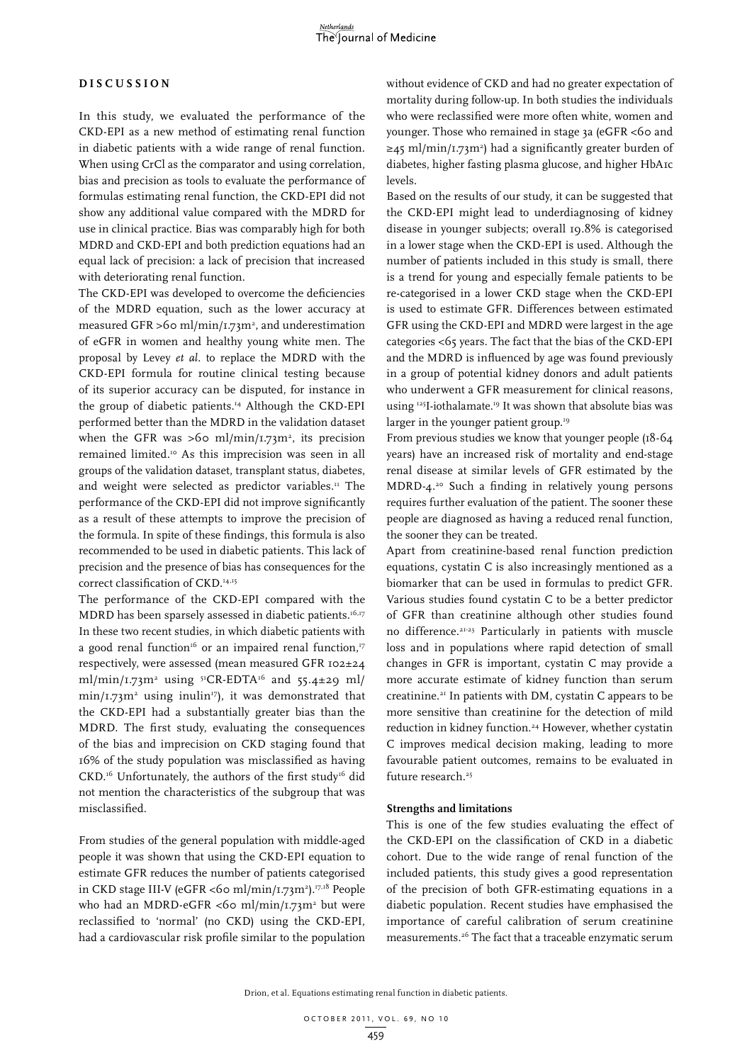## DISCUSSION

In this study, we evaluated the performance of the CKD-EPI as a new method of estimating renal function in diabetic patients with a wide range of renal function. When using CrCl as the comparator and using correlation, bias and precision as tools to evaluate the performance of formulas estimating renal function, the CKD-EPI did not show any additional value compared with the MDRD for use in clinical practice. Bias was comparably high for both MDRD and CKD-EPI and both prediction equations had an equal lack of precision: a lack of precision that increased with deteriorating renal function.

The CKD-EPI was developed to overcome the deficiencies of the MDRD equation, such as the lower accuracy at measured GFR >60 ml/min/1.73m², and underestimation of eGFR in women and healthy young white men. The proposal by Levey *et al*. to replace the MDRD with the CKD-EPI formula for routine clinical testing because of its superior accuracy can be disputed, for instance in the group of diabetic patients.[14] Although the CKD-EPI performed better than the MDRD in the validation dataset when the GFR was >60 ml/min/1.73m², its precision remained limited.[10] As this imprecision was seen in all groups of the validation dataset, transplant status, diabetes, and weight were selected as predictor variables.[11] The performance of the CKD-EPI did not improve significantly as a result of these attempts to improve the precision of the formula. In spite of these findings, this formula is also recommended to be used in diabetic patients. This lack of precision and the presence of bias has consequences for the correct classification of CKD.[14,15]

The performance of the CKD-EPI compared with the MDRD has been sparsely assessed in diabetic patients.[16,17] In these two recent studies, in which diabetic patients with a good renal function[16] or an impaired renal function,[17] respectively, were assessed (mean measured GFR 102±24 ml/min/1.73m² using $^{51}$CR-EDTA[16] and 55.4±29 ml/min/1.73m² using inulin[17]), it was demonstrated that the CKD-EPI had a substantially greater bias than the MDRD. The first study, evaluating the consequences of the bias and imprecision on CKD staging found that 16% of the study population was misclassified as having CKD.[16] Unfortunately, the authors of the first study[16] did not mention the characteristics of the subgroup that was misclassified.

From studies of the general population with middle-aged people it was shown that using the CKD-EPI equation to estimate GFR reduces the number of patients categorised in CKD stage III-V (eGFR <60 ml/min/1.73m²).[17,18] People who had an MDRD-eGFR <60 ml/min/1.73m² but were reclassified to 'normal' (no CKD) using the CKD-EPI, had a cardiovascular risk profile similar to the population without evidence of CKD and had no greater expectation of mortality during follow-up. In both studies the individuals who were reclassified were more often white, women and younger. Those who remained in stage 3a (eGFR <60 and ≥45 ml/min/1.73m²) had a significantly greater burden of diabetes, higher fasting plasma glucose, and higher HbA1c levels.

Based on the results of our study, it can be suggested that the CKD-EPI might lead to underdiagnosing of kidney disease in younger subjects; overall 19.8% is categorised in a lower stage when the CKD-EPI is used. Although the number of patients included in this study is small, there is a trend for young and especially female patients to be re-categorised in a lower CKD stage when the CKD-EPI is used to estimate GFR. Differences between estimated GFR using the CKD-EPI and MDRD were largest in the age categories <65 years. The fact that the bias of the CKD-EPI and the MDRD is influenced by age was found previously in a group of potential kidney donors and adult patients who underwent a GFR measurement for clinical reasons, using $^{125}$I-iothalamate.[19] It was shown that absolute bias was larger in the younger patient group.[19]

From previous studies we know that younger people (18-64 years) have an increased risk of mortality and end-stage renal disease at similar levels of GFR estimated by the MDRD-4.[20] Such a finding in relatively young persons requires further evaluation of the patient. The sooner these people are diagnosed as having a reduced renal function, the sooner they can be treated.

Apart from creatinine-based renal function prediction equations, cystatin C is also increasingly mentioned as a biomarker that can be used in formulas to predict GFR. Various studies found cystatin C to be a better predictor of GFR than creatinine although other studies found no difference.[21-23] Particularly in patients with muscle loss and in populations where rapid detection of small changes in GFR is important, cystatin C may provide a more accurate estimate of kidney function than serum creatinine.[21] In patients with DM, cystatin C appears to be more sensitive than creatinine for the detection of mild reduction in kidney function.[24] However, whether cystatin C improves medical decision making, leading to more favourable patient outcomes, remains to be evaluated in future research.[25]

### Strengths and limitations

This is one of the few studies evaluating the effect of the CKD-EPI on the classification of CKD in a diabetic cohort. Due to the wide range of renal function of the included patients, this study gives a good representation of the precision of both GFR-estimating equations in a diabetic population. Recent studies have emphasised the importance of careful calibration of serum creatinine measurements.[26] The fact that a traceable enzymatic serum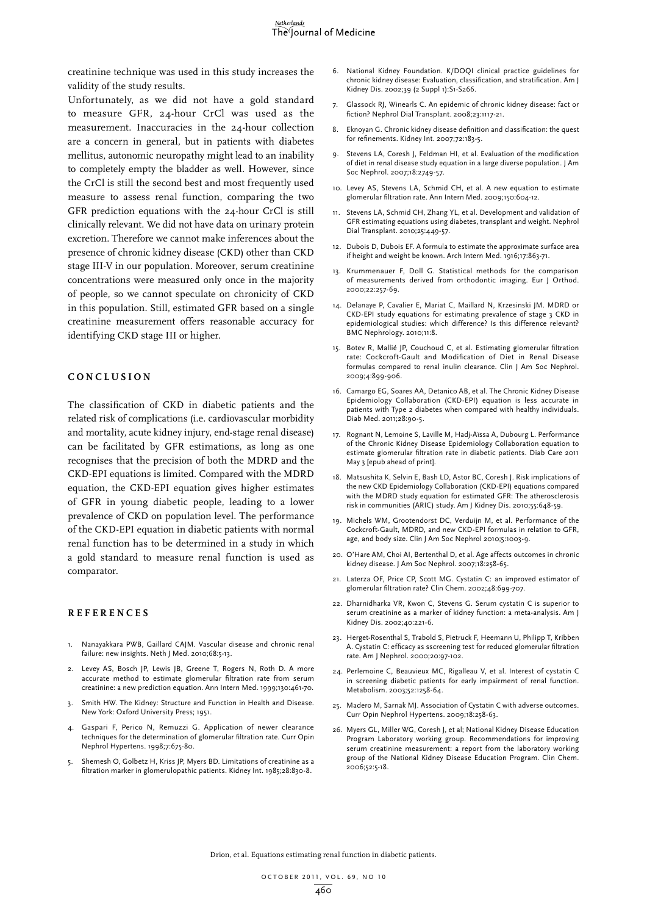creatinine technique was used in this study increases the validity of the study results.

Unfortunately, as we did not have a gold standard to measure GFR, 24-hour CrCl was used as the measurement. Inaccuracies in the 24-hour collection are a concern in general, but in patients with diabetes mellitus, autonomic neuropathy might lead to an inability to completely empty the bladder as well. However, since the CrCl is still the second best and most frequently used measure to assess renal function, comparing the two GFR prediction equations with the 24-hour CrCl is still clinically relevant. We did not have data on urinary protein excretion. Therefore we cannot make inferences about the presence of chronic kidney disease (CKD) other than CKD stage III-V in our population. Moreover, serum creatinine concentrations were measured only once in the majority of people, so we cannot speculate on chronicity of CKD in this population. Still, estimated GFR based on a single creatinine measurement offers reasonable accuracy for identifying CKD stage III or higher.

## CONCLUSION

The classification of CKD in diabetic patients and the related risk of complications (i.e. cardiovascular morbidity and mortality, acute kidney injury, end-stage renal disease) can be facilitated by GFR estimations, as long as one recognises that the precision of both the MDRD and the CKD-EPI equations is limited. Compared with the MDRD equation, the CKD-EPI equation gives higher estimates of GFR in young diabetic people, leading to a lower prevalence of CKD on population level. The performance of the CKD-EPI equation in diabetic patients with normal renal function has to be determined in a study in which a gold standard to measure renal function is used as comparator.

## REFERENCES

1. Nanayakkara PWB, Gaillard CAJM. Vascular disease and chronic renal failure: new insights. Neth J Med. 2010;68:5-13.
2. Levey AS, Bosch JP, Lewis JB, Greene T, Rogers N, Roth D. A more accurate method to estimate glomerular filtration rate from serum creatinine: a new prediction equation. Ann Intern Med. 1999;130:461-70.
3. Smith HW. The Kidney: Structure and Function in Health and Disease. New York: Oxford University Press; 1951.
4. Gaspari F, Perico N, Remuzzi G. Application of newer clearance techniques for the determination of glomerular filtration rate. Curr Opin Nephrol Hypertens. 1998;7:675-80.
5. Shemesh O, Golbetz H, Kriss JP, Myers BD. Limitations of creatinine as a filtration marker in glomerulopathic patients. Kidney Int. 1985;28:830-8.
6. National Kidney Foundation. K/DOQI clinical practice guidelines for chronic kidney disease: Evaluation, classification, and stratification. Am J Kidney Dis. 2002;39 (2 Suppl 1):S1-S266.
7. Glassock RJ, Winearls C. An epidemic of chronic kidney disease: fact or fiction? Nephrol Dial Transplant. 2008;23:1117-21.
8. Eknoyan G. Chronic kidney disease definition and classification: the quest for refinements. Kidney Int. 2007;72:183-5.
9. Stevens LA, Coresh J, Feldman HI, et al. Evaluation of the modification of diet in renal disease study equation in a large diverse population. J Am Soc Nephrol. 2007;18:2749-57.
10. Levey AS, Stevens LA, Schmid CH, et al. A new equation to estimate glomerular filtration rate. Ann Intern Med. 2009;150:604-12.
11. Stevens LA, Schmid CH, Zhang YL, et al. Development and validation of GFR estimating equations using diabetes, transplant and weight. Nephrol Dial Transplant. 2010;25:449-57.
12. Dubois D, Dubois EF. A formula to estimate the approximate surface area if height and weight be known. Arch Intern Med. 1916;17:863-71.
13. Krummenauer F, Doll G. Statistical methods for the comparison of measurements derived from orthodontic imaging. Eur J Orthod. 2000;22:257-69.
14. Delanaye P, Cavalier E, Mariat C, Maillard N, Krzesinski JM. MDRD or CKD-EPI study equations for estimating prevalence of stage 3 CKD in epidemiological studies: which difference? Is this difference relevant? BMC Nephrology. 2010;11:8.
15. Botev R, Mallié JP, Couchoud C, et al. Estimating glomerular filtration rate: Cockcroft-Gault and Modification of Diet in Renal Disease formulas compared to renal inulin clearance. Clin J Am Soc Nephrol. 2009;4:899-906.
16. Camargo EG, Soares AA, Detanico AB, et al. The Chronic Kidney Disease Epidemiology Collaboration (CKD-EPI) equation is less accurate in patients with Type 2 diabetes when compared with healthy individuals. Diab Med. 2011;28:90-5.
17. Rognant N, Lemoine S, Laville M, Hadj-Aïssa A, Dubourg L. Performance of the Chronic Kidney Disease Epidemiology Collaboration equation to estimate glomerular filtration rate in diabetic patients. Diab Care 2011 May 3 [epub ahead of print].
18. Matsushita K, Selvin E, Bash LD, Astor BC, Coresh J. Risk implications of the new CKD Epidemiology Collaboration (CKD-EPI) equations compared with the MDRD study equation for estimated GFR: The atherosclerosis risk in communities (ARIC) study. Am J Kidney Dis. 2010;55:648-59.
19. Michels WM, Grootendorst DC, Verduijn M, et al. Performance of the Cockcroft-Gault, MDRD, and new CKD-EPI formulas in relation to GFR, age, and body size. Clin J Am Soc Nephrol 2010;5:1003-9.
20. O'Hare AM, Choi AI, Bertenthal D, et al. Age affects outcomes in chronic kidney disease. J Am Soc Nephrol. 2007;18:258-65.
21. Laterza OF, Price CP, Scott MG. Cystatin C: an improved estimator of glomerular filtration rate? Clin Chem. 2002;48:699-707.
22. Dharnidharka VR, Kwon C, Stevens G. Serum cystatin C is superior to serum creatinine as a marker of kidney function: a meta-analysis. Am J Kidney Dis. 2002;40:221-6.
23. Herget-Rosenthal S, Trabold S, Pietruck F, Heemann U, Philipp T, Kribben A. Cystatin C: efficacy as sscreening test for reduced glomerular filtration rate. Am J Nephrol. 2000;20:97-102.
24. Perlemoine C, Beauvieux MC, Rigalleau V, et al. Interest of cystatin C in screening diabetic patients for early impairment of renal function. Metabolism. 2003;52:1258-64.
25. Madero M, Sarnak MJ. Association of Cystatin C with adverse outcomes. Curr Opin Nephrol Hypertens. 2009;18:258-63.
26. Myers GL, Miller WG, Coresh J, et al; National Kidney Disease Education Program Laboratory working group. Recommendations for improving serum creatinine measurement: a report from the laboratory working group of the National Kidney Disease Education Program. Clin Chem. 2006;52:5-18.